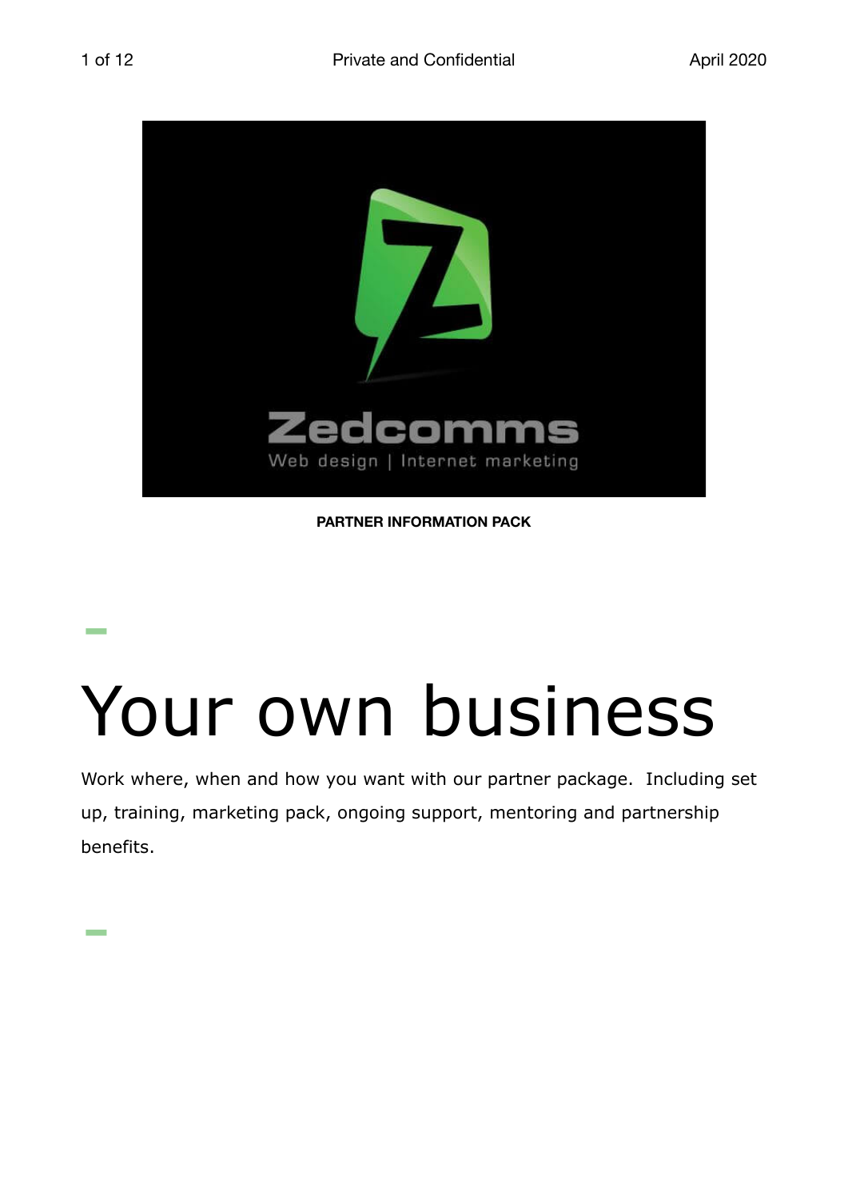Zedcomms

Web design | Internet marketing

**PARTNER INFORMATION PACK**

# Your own business

Work where, when and how you want with our partner package. Including set up, training, marketing pack, ongoing support, mentoring and partnership benefits.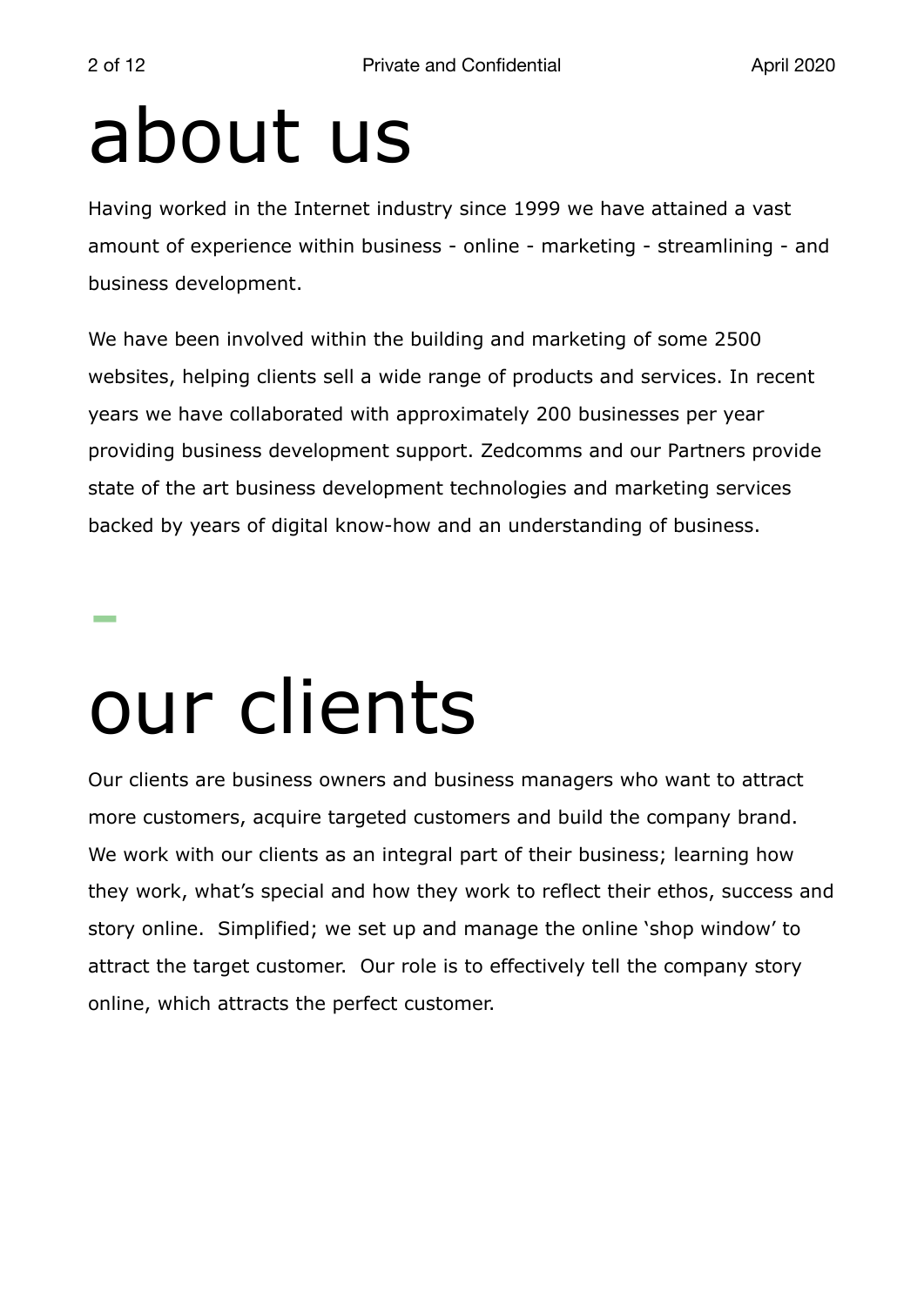# about us

Having worked in the Internet industry since 1999 we have attained a vast amount of experience within business - online - marketing - streamlining - and business development.

We have been involved within the building and marketing of some 2500 websites, helping clients sell a wide range of products and services. In recent years we have collaborated with approximately 200 businesses per year providing business development support. Zedcomms and our Partners provide state of the art business development technologies and marketing services backed by years of digital know-how and an understanding of business.

# our clients

Our clients are business owners and business managers who want to attract more customers, acquire targeted customers and build the company brand. We work with our clients as an integral part of their business; learning how they work, what's special and how they work to reflect their ethos, success and story online. Simplified; we set up and manage the online 'shop window' to attract the target customer. Our role is to effectively tell the company story online, which attracts the perfect customer.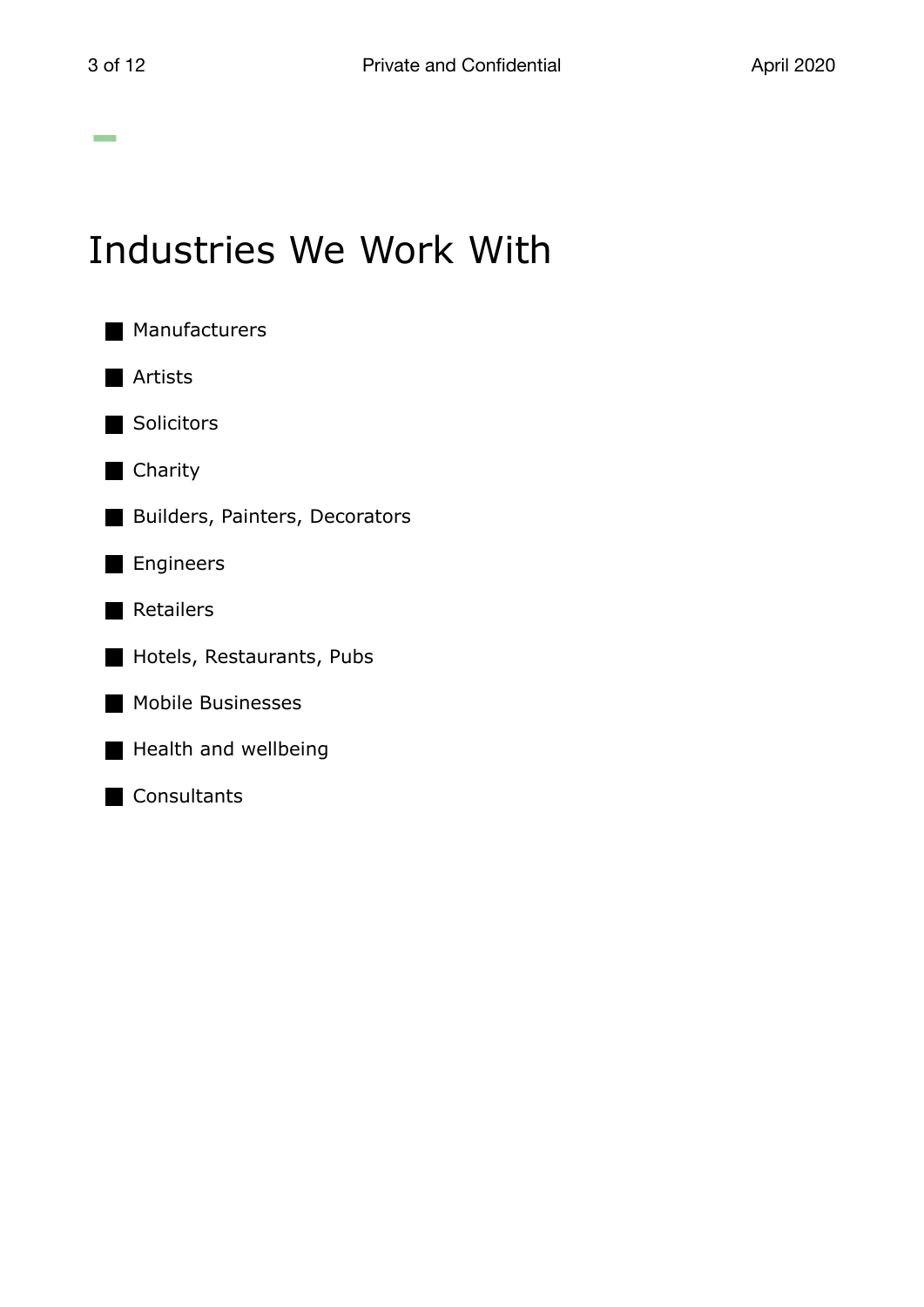# Industries We Work With

- Manufacturers
- Artists
- Solicitors
- Charity
- Builders, Painters, Decorators
- Engineers
- Retailers
- Hotels, Restaurants, Pubs
- Mobile Businesses
- Health and wellbeing
- Consultants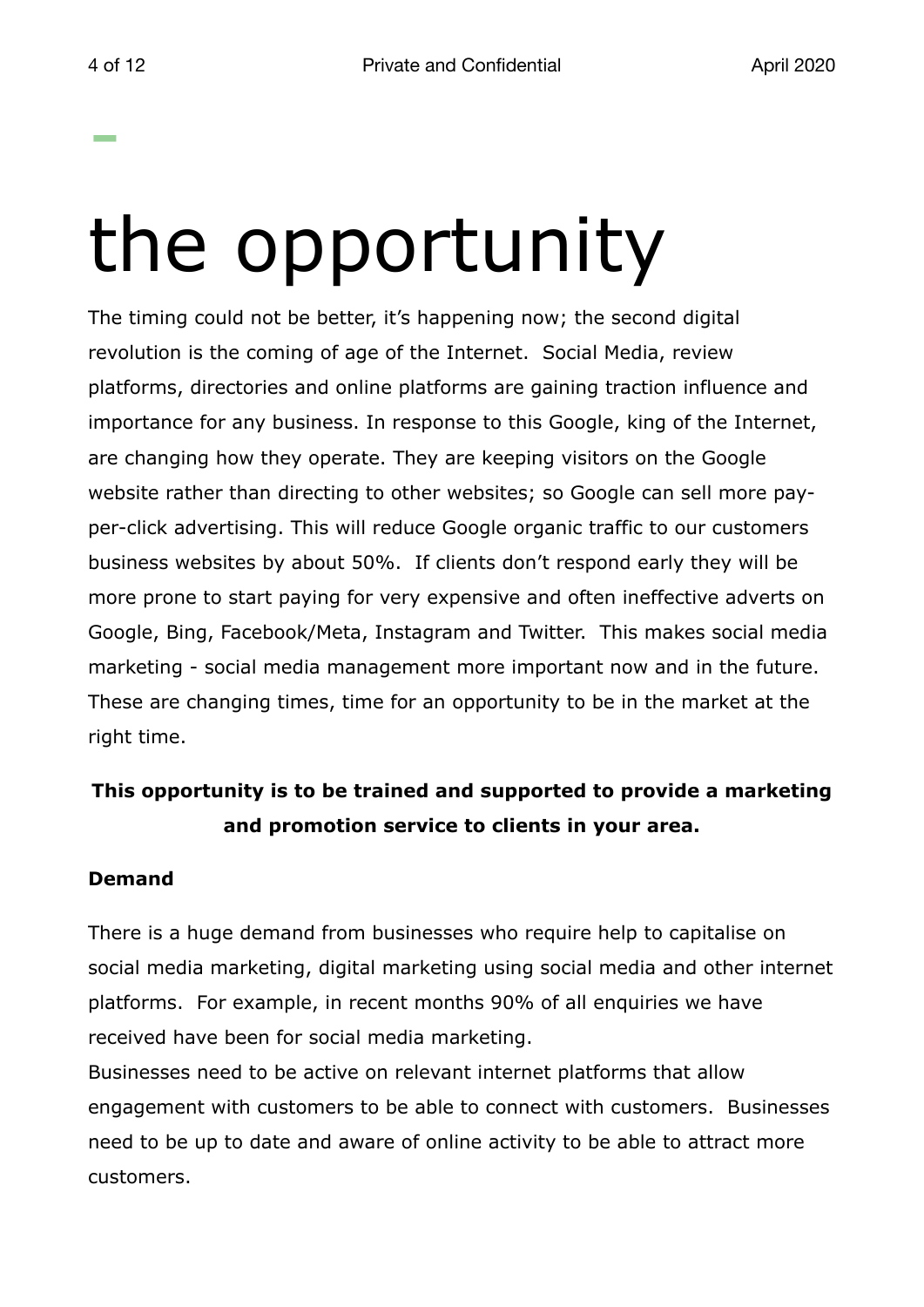# the opportunity

The timing could not be better, it's happening now; the second digital revolution is the coming of age of the Internet. Social Media, review platforms, directories and online platforms are gaining traction influence and importance for any business. In response to this Google, king of the Internet, are changing how they operate. They are keeping visitors on the Google website rather than directing to other websites; so Google can sell more pay-per-click advertising. This will reduce Google organic traffic to our customers business websites by about 50%. If clients don't respond early they will be more prone to start paying for very expensive and often ineffective adverts on Google, Bing, Facebook/Meta, Instagram and Twitter. This makes social media marketing - social media management more important now and in the future. These are changing times, time for an opportunity to be in the market at the right time.

**This opportunity is to be trained and supported to provide a marketing and promotion service to clients in your area.**

**Demand**

There is a huge demand from businesses who require help to capitalise on social media marketing, digital marketing using social media and other internet platforms. For example, in recent months 90% of all enquiries we have received have been for social media marketing.

Businesses need to be active on relevant internet platforms that allow engagement with customers to be able to connect with customers. Businesses need to be up to date and aware of online activity to be able to attract more customers.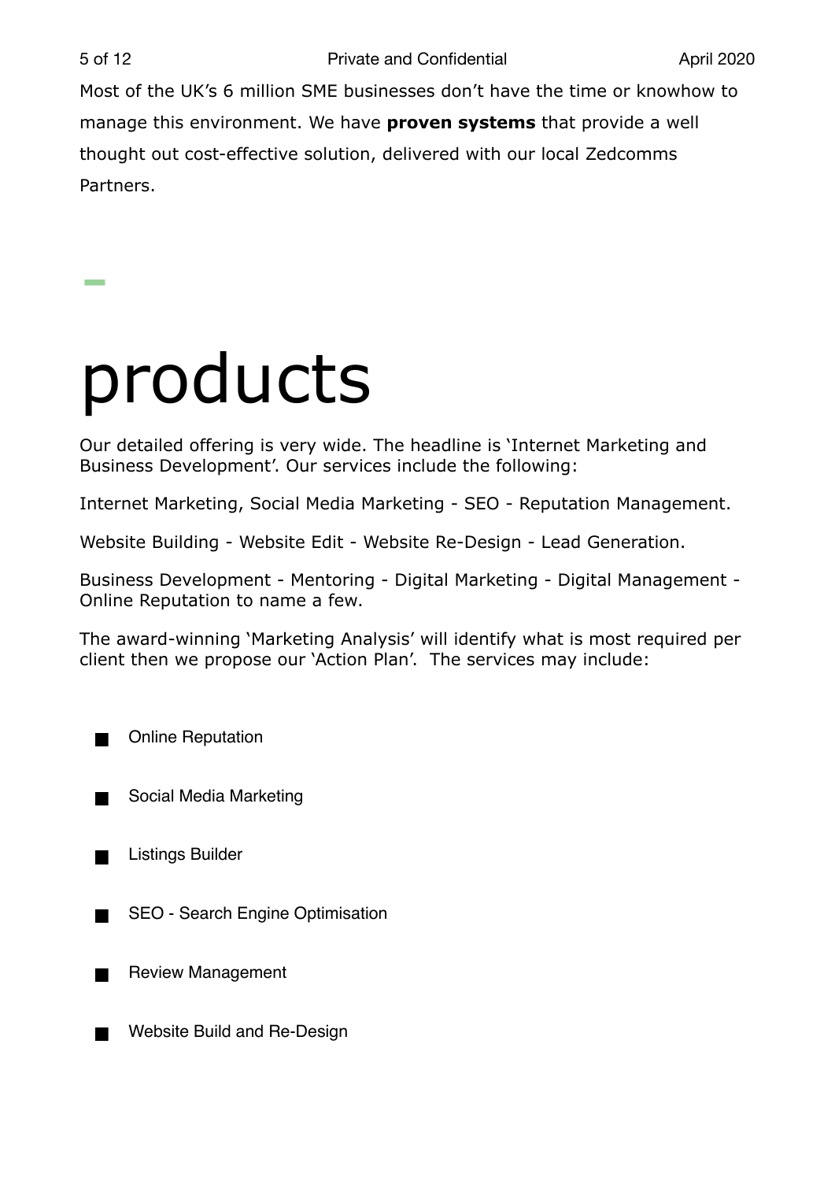Most of the UK’s 6 million SME businesses don’t have the time or knowhow to manage this environment. We have **proven systems** that provide a well thought out cost-effective solution, delivered with our local Zedcomms Partners.

# products

Our detailed offering is very wide. The headline is ‘Internet Marketing and Business Development’. Our services include the following:

Internet Marketing, Social Media Marketing - SEO - Reputation Management.

Website Building - Website Edit - Website Re-Design - Lead Generation.

Business Development - Mentoring - Digital Marketing - Digital Management - Online Reputation to name a few.

The award-winning ‘Marketing Analysis’ will identify what is most required per client then we propose our ‘Action Plan’. The services may include:

- Online Reputation
- Social Media Marketing
- Listings Builder
- SEO - Search Engine Optimisation
- Review Management
- Website Build and Re-Design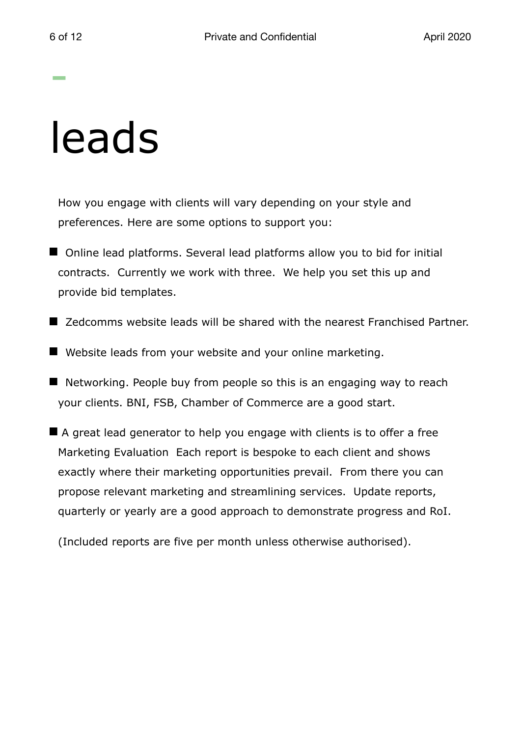# leads

How you engage with clients will vary depending on your style and preferences. Here are some options to support you:

- Online lead platforms. Several lead platforms allow you to bid for initial contracts.  Currently we work with three.  We help you set this up and provide bid templates.
- Zedcomms website leads will be shared with the nearest Franchised Partner.
- Website leads from your website and your online marketing.
- Networking. People buy from people so this is an engaging way to reach your clients. BNI, FSB, Chamber of Commerce are a good start.
- A great lead generator to help you engage with clients is to offer a free Marketing Evaluation  Each report is bespoke to each client and shows exactly where their marketing opportunities prevail.  From there you can propose relevant marketing and streamlining services.  Update reports, quarterly or yearly are a good approach to demonstrate progress and RoI.

(Included reports are five per month unless otherwise authorised).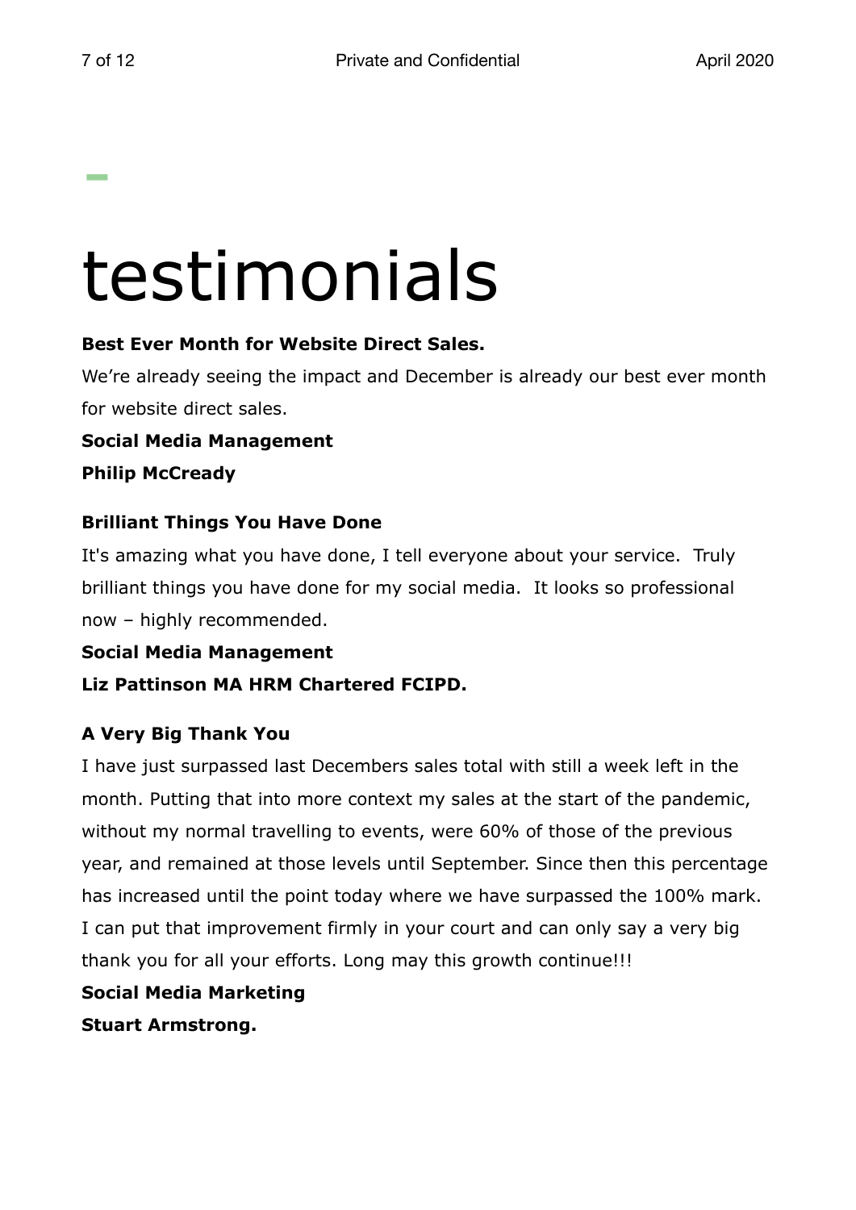# testimonials

**Best Ever Month for Website Direct Sales.**

We're already seeing the impact and December is already our best ever month for website direct sales.

**Social Media Management**

**Philip McCready**

**Brilliant Things You Have Done**

It's amazing what you have done, I tell everyone about your service. Truly brilliant things you have done for my social media. It looks so professional now – highly recommended.

**Social Media Management**

**Liz Pattinson MA HRM Chartered FCIPD.**

**A Very Big Thank You**

I have just surpassed last Decembers sales total with still a week left in the month. Putting that into more context my sales at the start of the pandemic, without my normal travelling to events, were 60% of those of the previous year, and remained at those levels until September. Since then this percentage has increased until the point today where we have surpassed the 100% mark. I can put that improvement firmly in your court and can only say a very big thank you for all your efforts. Long may this growth continue!!!

**Social Media Marketing**

**Stuart Armstrong.**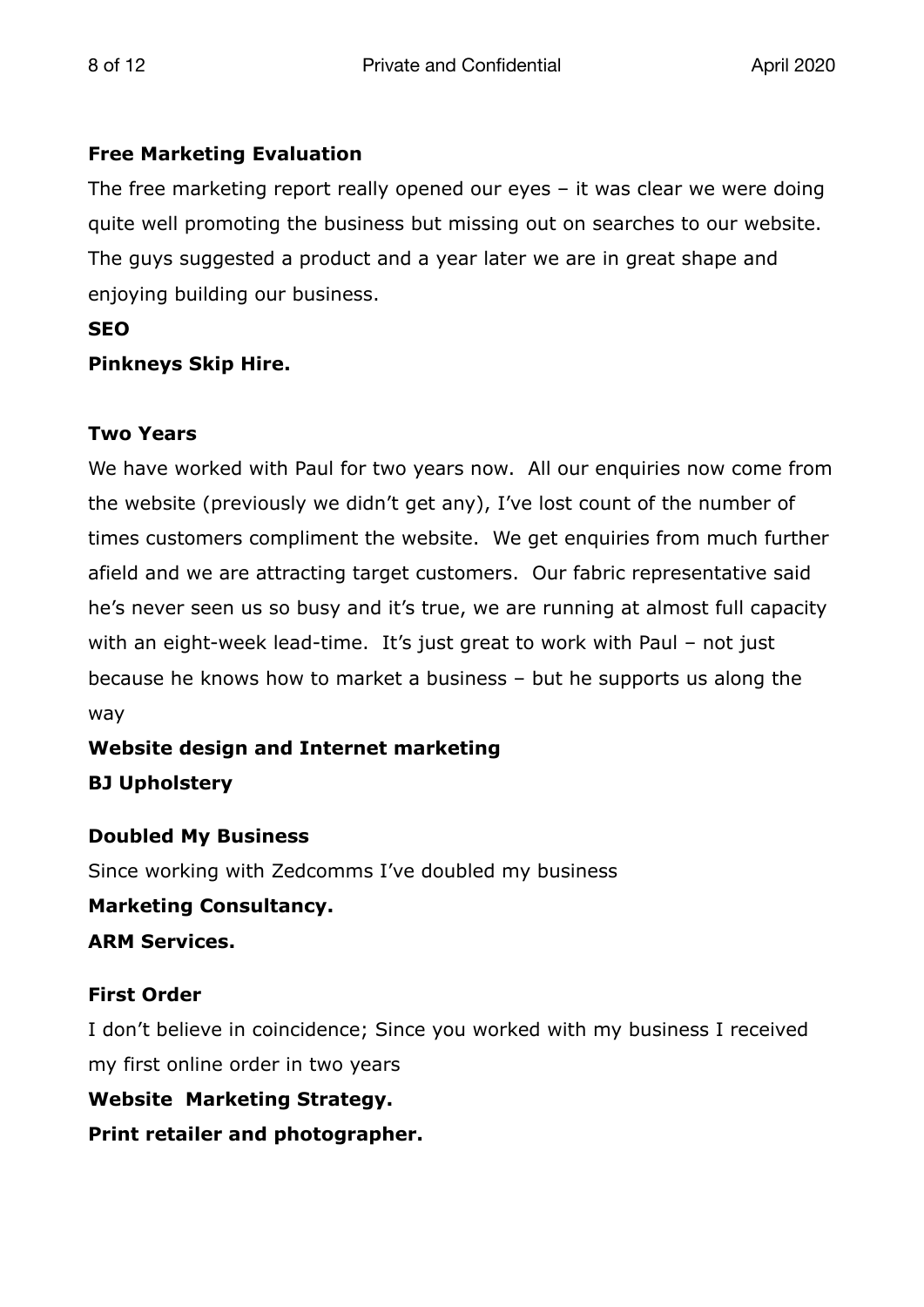**Free Marketing Evaluation**

The free marketing report really opened our eyes – it was clear we were doing quite well promoting the business but missing out on searches to our website. The guys suggested a product and a year later we are in great shape and enjoying building our business.

**SEO**

**Pinkneys Skip Hire.**

**Two Years**

We have worked with Paul for two years now. All our enquiries now come from the website (previously we didn't get any), I've lost count of the number of times customers compliment the website. We get enquiries from much further afield and we are attracting target customers. Our fabric representative said he's never seen us so busy and it's true, we are running at almost full capacity with an eight-week lead-time. It's just great to work with Paul – not just because he knows how to market a business – but he supports us along the way

**Website design and Internet marketing**

**BJ Upholstery**

**Doubled My Business**

Since working with Zedcomms I've doubled my business

**Marketing Consultancy.**

**ARM Services.**

**First Order**

I don't believe in coincidence; Since you worked with my business I received my first online order in two years

**Website Marketing Strategy.**

**Print retailer and photographer.**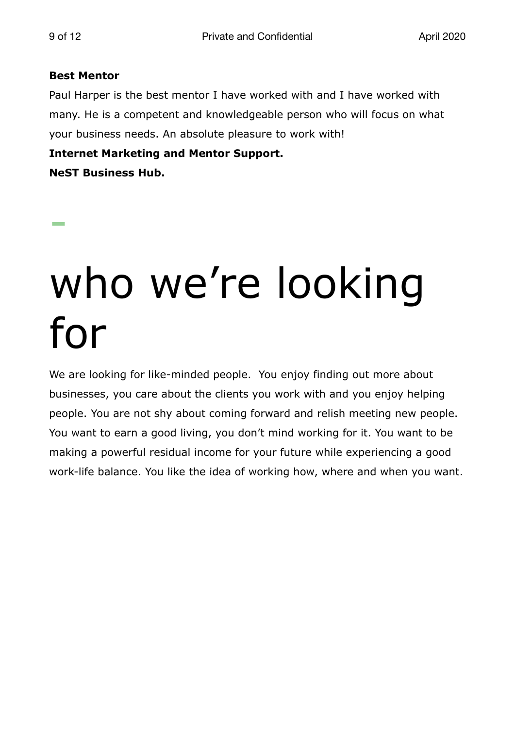**Best Mentor**

Paul Harper is the best mentor I have worked with and I have worked with many. He is a competent and knowledgeable person who will focus on what your business needs. An absolute pleasure to work with!

**Internet Marketing and Mentor Support.**

**NeST Business Hub.**

# who we're looking for

We are looking for like-minded people.  You enjoy finding out more about businesses, you care about the clients you work with and you enjoy helping people. You are not shy about coming forward and relish meeting new people. You want to earn a good living, you don't mind working for it. You want to be making a powerful residual income for your future while experiencing a good work-life balance. You like the idea of working how, where and when you want.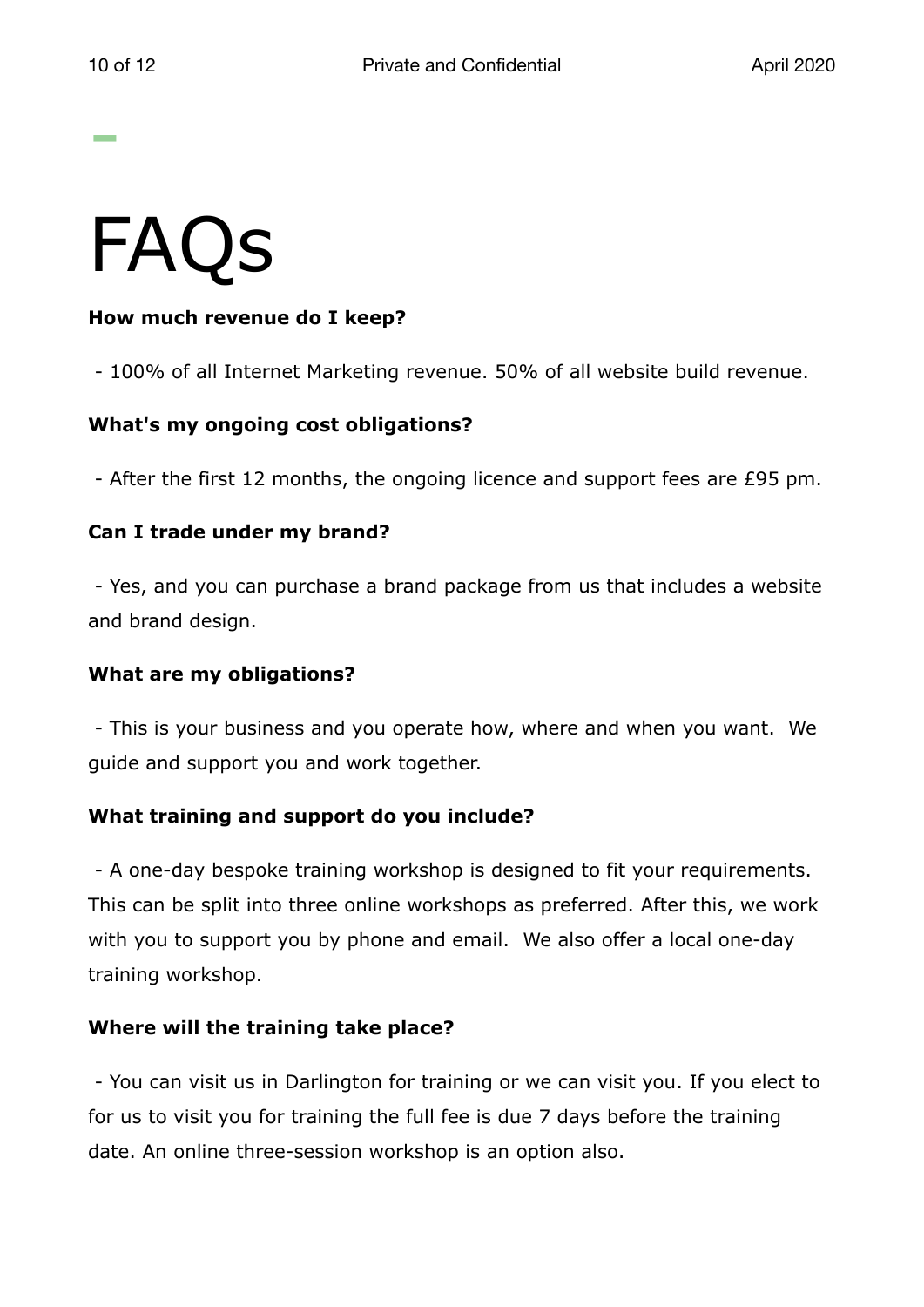# FAQs

**How much revenue do I keep?**

- 100% of all Internet Marketing revenue. 50% of all website build revenue.

**What's my ongoing cost obligations?**

- After the first 12 months, the ongoing licence and support fees are £95 pm.

**Can I trade under my brand?**

- Yes, and you can purchase a brand package from us that includes a website and brand design.

**What are my obligations?**

- This is your business and you operate how, where and when you want. We guide and support you and work together.

**What training and support do you include?**

- A one-day bespoke training workshop is designed to fit your requirements. This can be split into three online workshops as preferred. After this, we work with you to support you by phone and email. We also offer a local one-day training workshop.

**Where will the training take place?**

- You can visit us in Darlington for training or we can visit you. If you elect to for us to visit you for training the full fee is due 7 days before the training date. An online three-session workshop is an option also.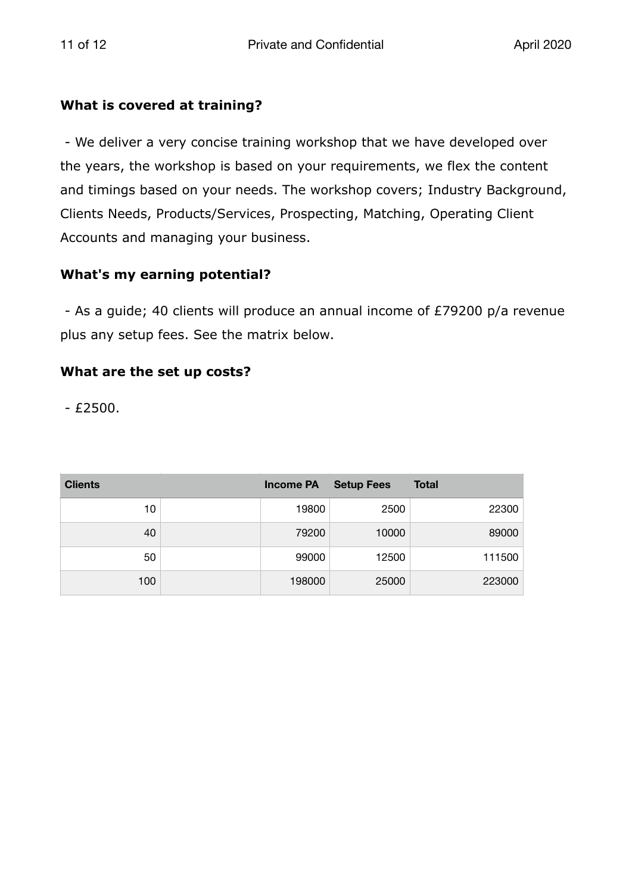**What is covered at training?**

- We deliver a very concise training workshop that we have developed over the years, the workshop is based on your requirements, we flex the content and timings based on your needs. The workshop covers; Industry Background, Clients Needs, Products/Services, Prospecting, Matching, Operating Client Accounts and managing your business.

**What's my earning potential?**

- As a guide; 40 clients will produce an annual income of £79200 p/a revenue plus any setup fees. See the matrix below.

**What are the set up costs?**

- £2500.

| Clients | | Income PA | Setup Fees | Total |
|---|---|---|---|---|
| 10 | | 19800 | 2500 | 22300 |
| 40 | | 79200 | 10000 | 89000 |
| 50 | | 99000 | 12500 | 111500 |
| 100 | | 198000 | 25000 | 223000 |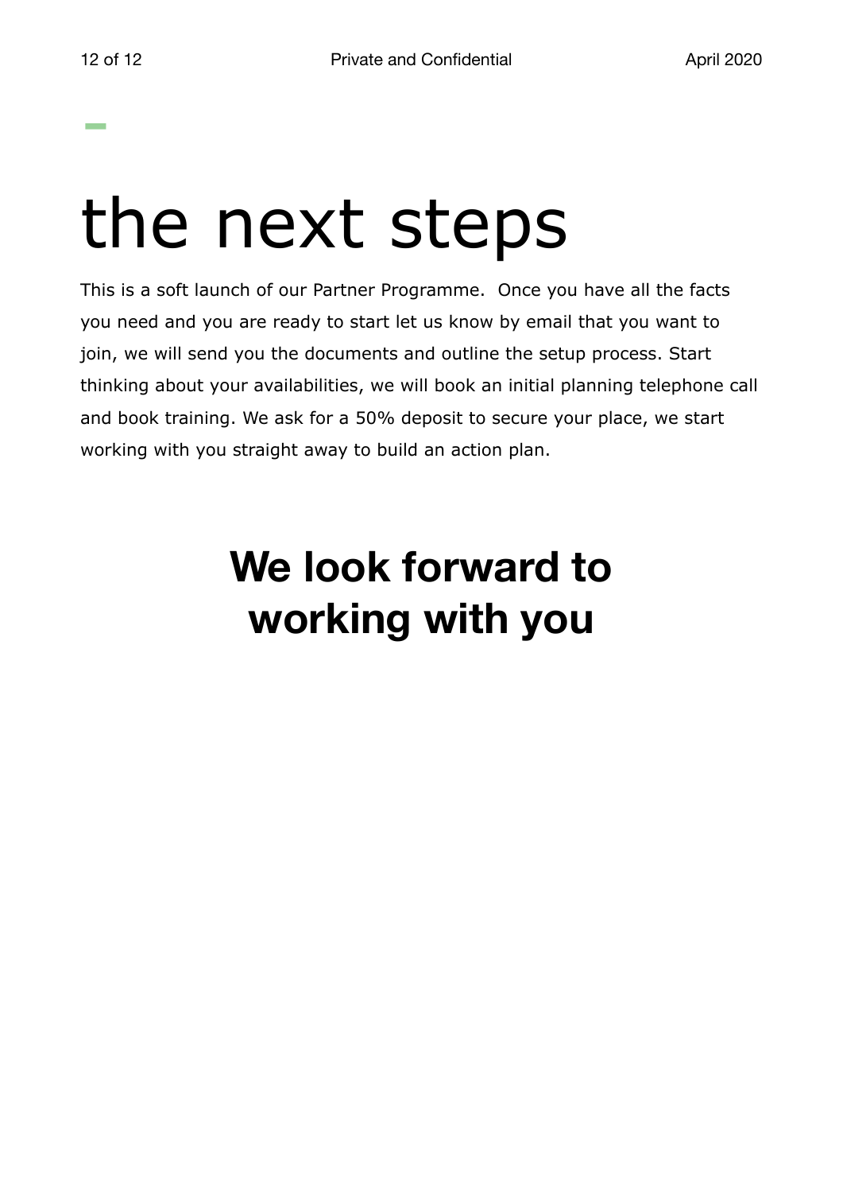# the next steps

This is a soft launch of our Partner Programme.  Once you have all the facts you need and you are ready to start let us know by email that you want to join, we will send you the documents and outline the setup process. Start thinking about your availabilities, we will book an initial planning telephone call and book training. We ask for a 50% deposit to secure your place, we start working with you straight away to build an action plan.

## We look forward to working with you